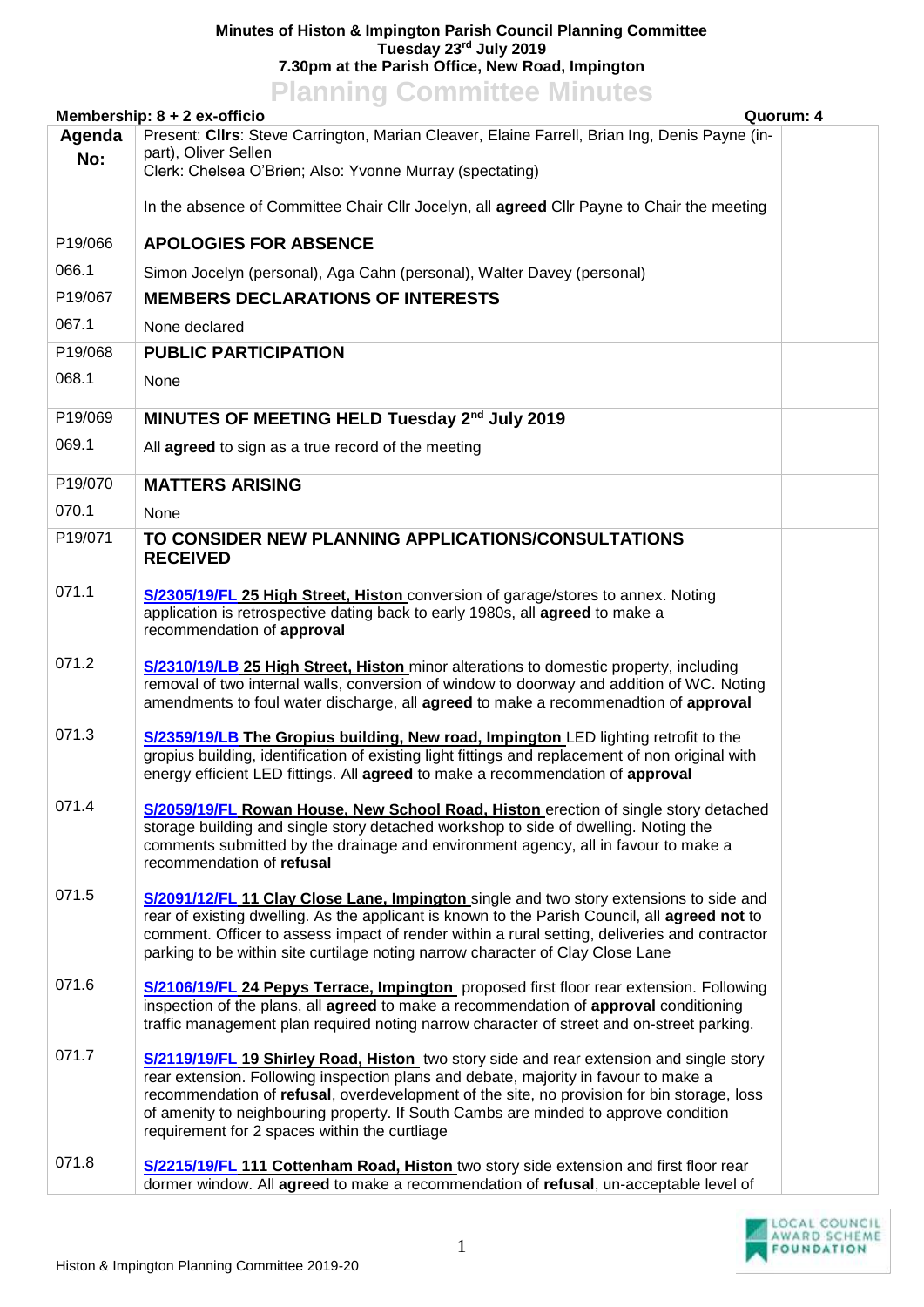# Minutes of Histon & Impington Parish Council Planning Committee
**Tuesday 23rd July 2019**
**7.30pm at the Parish Office, New Road, Impington**

## Planning Committee Minutes

**Membership: 8 + 2 ex-officio** — **Quorum: 4**

| Agenda No: | | |
|---|---|---|
| | Present: **Cllrs**: Steve Carrington, Marian Cleaver, Elaine Farrell, Brian Ing, Denis Payne (in-part), Oliver Sellen<br>Clerk: Chelsea O'Brien; Also: Yvonne Murray (spectating)<br><br>In the absence of Committee Chair Cllr Jocelyn, all **agreed** Cllr Payne to Chair the meeting | |
| P19/066 | **APOLOGIES FOR ABSENCE** | |
| 066.1 | Simon Jocelyn (personal), Aga Cahn (personal), Walter Davey (personal) | |
| P19/067 | **MEMBERS DECLARATIONS OF INTERESTS** | |
| 067.1 | None declared | |
| P19/068 | **PUBLIC PARTICIPATION** | |
| 068.1 | None | |
| P19/069 | **MINUTES OF MEETING HELD Tuesday 2nd July 2019** | |
| 069.1 | All **agreed** to sign as a true record of the meeting | |
| P19/070 | **MATTERS ARISING** | |
| 070.1 | None | |
| P19/071 | **TO CONSIDER NEW PLANNING APPLICATIONS/CONSULTATIONS RECEIVED** | |
| 071.1 | **S/2305/19/FL 25 High Street, Histon** conversion of garage/stores to annex. Noting application is retrospective dating back to early 1980s, all **agreed** to make a recommendation of **approval** | |
| 071.2 | **S/2310/19/LB 25 High Street, Histon** minor alterations to domestic property, including removal of two internal walls, conversion of window to doorway and addition of WC. Noting amendments to foul water discharge, all **agreed** to make a recommenadtion of **approval** | |
| 071.3 | **S/2359/19/LB The Gropius building, New road, Impington** LED lighting retrofit to the gropius building, identification of existing light fittings and replacement of non original with energy efficient LED fittings. All **agreed** to make a recommendation of **approval** | |
| 071.4 | **S/2059/19/FL Rowan House, New School Road, Histon** erection of single story detached storage building and single story detached workshop to side of dwelling. Noting the comments submitted by the drainage and environment agency, all in favour to make a recommendation of **refusal** | |
| 071.5 | **S/2091/12/FL 11 Clay Close Lane, Impington** single and two story extensions to side and rear of existing dwelling. As the applicant is known to the Parish Council, all **agreed not** to comment. Officer to assess impact of render within a rural setting, deliveries and contractor parking to be within site curtilage noting narrow character of Clay Close Lane | |
| 071.6 | **S/2106/19/FL 24 Pepys Terrace, Impington** proposed first floor rear extension. Following inspection of the plans, all **agreed** to make a recommendation of **approval** conditioning traffic management plan required noting narrow character of street and on-street parking. | |
| 071.7 | **S/2119/19/FL 19 Shirley Road, Histon** two story side and rear extension and single story rear extension. Following inspection plans and debate, majority in favour to make a recommendation of **refusal**, overdevelopment of the site, no provision for bin storage, loss of amenity to neighbouring property. If South Cambs are minded to approve condition requirement for 2 spaces within the curtliage | |
| 071.8 | **S/2215/19/FL 111 Cottenham Road, Histon** two story side extension and first floor rear dormer window. All **agreed** to make a recommendation of **refusal**, un-acceptable level of | |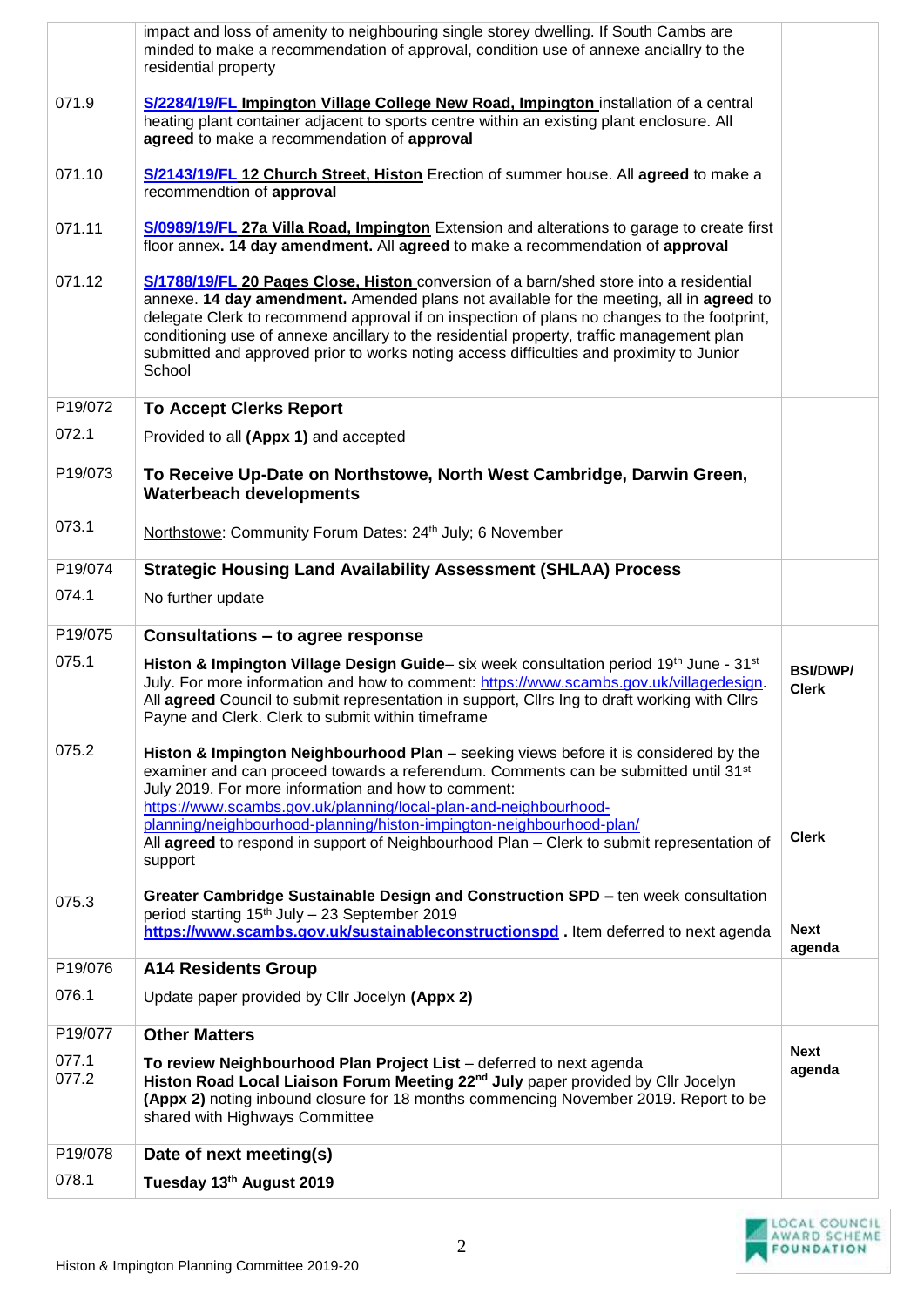| | | |
|---|---|---|
| | impact and loss of amenity to neighbouring single storey dwelling. If South Cambs are minded to make a recommendation of approval, condition use of annexe anciallry to the residential property | |
| 071.9 | **S/2284/19/FL Impington Village College New Road, Impington** installation of a central heating plant container adjacent to sports centre within an existing plant enclosure. All **agreed** to make a recommendation of **approval** | |
| 071.10 | **S/2143/19/FL 12 Church Street, Histon** Erection of summer house. All **agreed** to make a recommendtion of **approval** | |
| 071.11 | **S/0989/19/FL 27a Villa Road, Impington** Extension and alterations to garage to create first floor annex**. 14 day amendment.** All **agreed** to make a recommendation of **approval** | |
| 071.12 | **S/1788/19/FL 20 Pages Close, Histon** conversion of a barn/shed store into a residential annexe. **14 day amendment.** Amended plans not available for the meeting, all in **agreed** to delegate Clerk to recommend approval if on inspection of plans no changes to the footprint, conditioning use of annexe ancillary to the residential property, traffic management plan submitted and approved prior to works noting access difficulties and proximity to Junior School | |
| P19/072 | **To Accept Clerks Report** | |
| 072.1 | Provided to all **(Appx 1)** and accepted | |
| P19/073 | **To Receive Up-Date on Northstowe, North West Cambridge, Darwin Green, Waterbeach developments** | |
| 073.1 | Northstowe: Community Forum Dates: 24th July; 6 November | |
| P19/074 | **Strategic Housing Land Availability Assessment (SHLAA) Process** | |
| 074.1 | No further update | |
| P19/075 | **Consultations – to agree response** | |
| 075.1 | **Histon & Impington Village Design Guide**– six week consultation period 19th June - 31st July. For more information and how to comment: https://www.scambs.gov.uk/villagedesign. All **agreed** Council to submit representation in support, Cllrs Ing to draft working with Cllrs Payne and Clerk. Clerk to submit within timeframe | **BSI/DWP/ Clerk** |
| 075.2 | **Histon & Impington Neighbourhood Plan** – seeking views before it is considered by the examiner and can proceed towards a referendum. Comments can be submitted until 31st July 2019. For more information and how to comment: https://www.scambs.gov.uk/planning/local-plan-and-neighbourhood-planning/neighbourhood-planning/histon-impington-neighbourhood-plan/ All **agreed** to respond in support of Neighbourhood Plan – Clerk to submit representation of support | **Clerk** |
| 075.3 | **Greater Cambridge Sustainable Design and Construction SPD –** ten week consultation period starting 15th July – 23 September 2019 **https://www.scambs.gov.uk/sustainableconstructionspd .** Item deferred to next agenda | **Next agenda** |
| P19/076 | **A14 Residents Group** | |
| 076.1 | Update paper provided by Cllr Jocelyn **(Appx 2)** | |
| P19/077 | **Other Matters** | |
| 077.1<br>077.2 | **To review Neighbourhood Plan Project List** – deferred to next agenda<br>**Histon Road Local Liaison Forum Meeting 22nd July** paper provided by Cllr Jocelyn **(Appx 2)** noting inbound closure for 18 months commencing November 2019. Report to be shared with Highways Committee | **Next agenda** |
| P19/078 | **Date of next meeting(s)** | |
| 078.1 | **Tuesday 13th August 2019** | |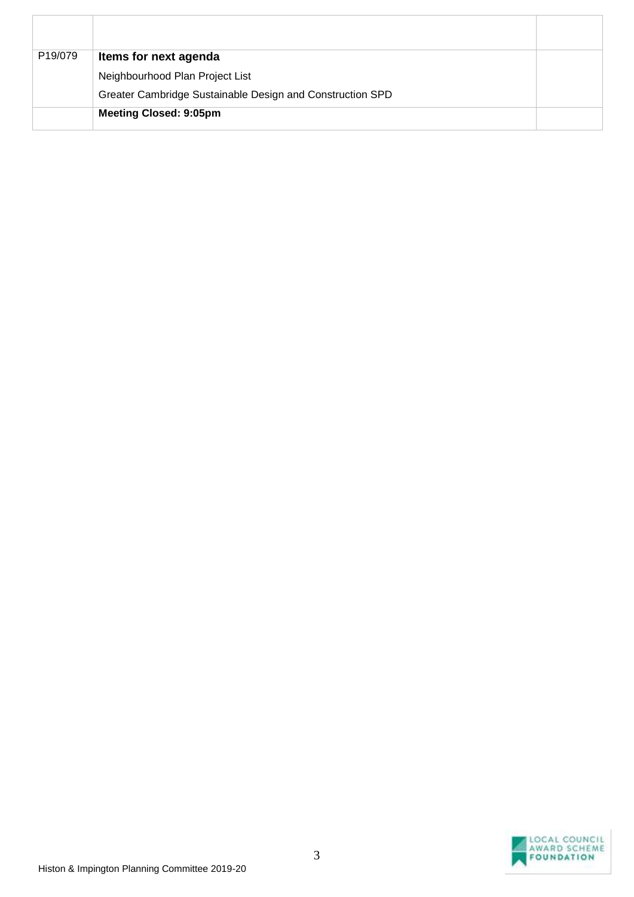| | | |
|---|---|---|
| | | |
| P19/079 | **Items for next agenda**<br>Neighbourhood Plan Project List<br>Greater Cambridge Sustainable Design and Construction SPD | |
| | **Meeting Closed: 9:05pm** | |